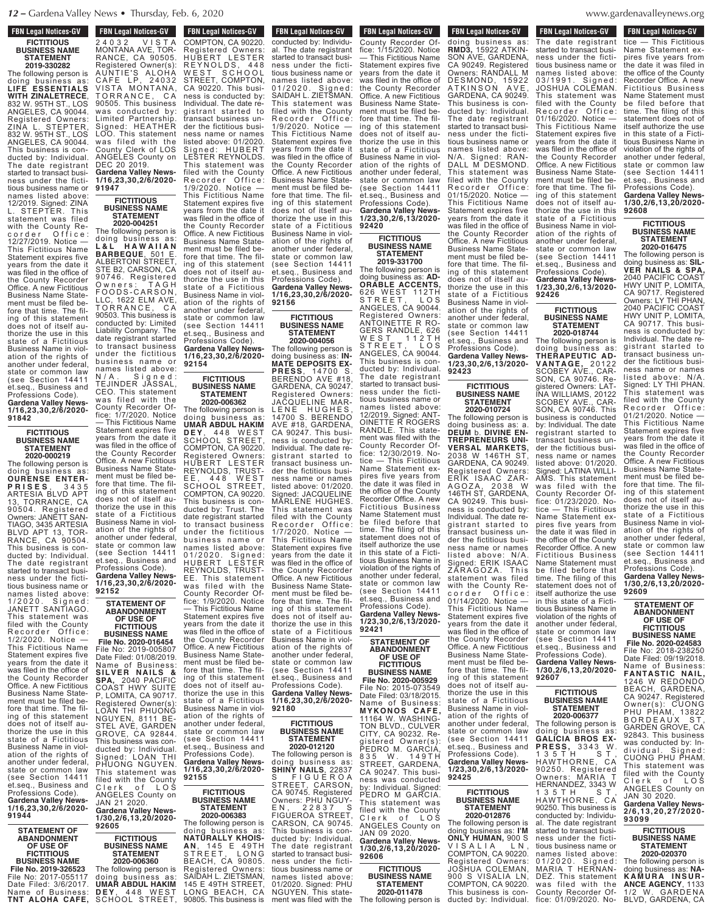**FBN Legal Notices-GV**

**FICTITIOUS BUSINESS NAME STATEMENT 2019-330282**

The following person is doing business as: **LIFE ESSENTIALS WITH ZINALETRECE**, 832 W. 95TH ST., LOS ANGELES, CA 90044. Registered Owners: ZINA L. STEPTER, 832 W. 95TH ST., LOS ANGELES, CA 90044. This business is conducted by: Individual. The date registrant started to transact business under the fictitious business name or names listed above: 12/2019. Signed: ZINA L. STEPTER. This statement was filed with the County Recorder Office: 12/27/2019. Notice — This Fictitious Name Statement expires five years from the date it was filed in the office of the County Recorder Office. A new Fictitious Business Name Statement must be filed before that time. The filing of this statement does not of itself authorize the use in this state of a Fictitious Business Name in violation of the rights of another under federal, state or common law (see Section 14411 et.seq., Business and Professions Code).

**Gardena Valley News-1/16,23,30,2/6/2020-91842**

**FICTITIOUS BUSINESS NAME STATEMENT 2020-000219**

The following person is doing business as: **OURENSE ENTERPRISES**, 3435 ARTESIA BLVD APT 13, TORRANCE, CA 90504. Registered Owners: JANETT SANTIAGO, 3435 ARTESIA BLVD APT 13, TORRANCE, CA 90504. This business is conducted by: Individual. The date registrant started to transact business under the fictitious business name or names listed above: 1/2020. Signed: JANETT SANTIAGO. This statement was filed with the County Recorder Office: 1/2/2020. Notice — This Fictitious Name Statement expires five years from the date it was filed in the office of the County Recorder Office. A new Fictitious Business Name Statement must be filed before that time. The filing of this statement does not of itself authorize the use in this state of a Fictitious Business Name in violation of the rights of another under federal, state or common law (see Section 14411 et.seq., Business and Professions Code).

**Gardena Valley News-1/16,23,30,2/6/2020-91944**

**STATEMENT OF ABANDONMENT OF USE OF FICTITIOUS BUSINESS NAME**

**File No. 2019-326823**

File No: 2017-055117
Date Filed: 3/6/2017.
Name of Business: **TNT ALOHA CAFE**, 24032 VISTA MONTANA AVE, TORRANCE, CA 90505. Registered Owner(s): AUNTIE'S ALOHA CAFE LP, 24032 VISTA MONTANA, TORRANCE, CA 90505. This business was conducted by: Limited Partnership. Signed: HEATHER LOO. This statement was filed with the County Clerk of LOS ANGELES County on DEC 20 2019.

**Gardena Valley News-1/16,23,30,2/6/2020-91947**

**FICTITIOUS BUSINESS NAME STATEMENT 2020-004251**

The following person is doing business as: **L&L HAWAIIAN BARBEQUE**, 501 E. ALBERTONI STREET, STE B2, CARSON, CA 90746. Registered Owners: TAGH FOODS-CARSON, LLC, 1622 ELM AVE, TORRANCE, CA 90503. This business is conducted by: Limited Liability Company. The date registrant started to transact business under the fictitious business name or names listed above: N/A. Signed: TEJINDER JASSAL, CEO. This statement was filed with the County Recorder Office: 1/7/2020. Notice — This Fictitious Name Statement expires five years from the date it was filed in the office of the County Recorder Office. A new Fictitious Business Name Statement must be filed before that time. The filing of this statement does not of itself authorize the use in this state of a Fictitious Business Name in violation of the rights of another under federal, state or common law (see Section 14411 et.seq., Business and Professions Code).

**Gardena Valley News-1/16,23,30,2/6/2020-92152**

**STATEMENT OF ABANDONMENT OF USE OF FICTITIOUS BUSINESS NAME**

**File No. 2020-016454**

File No: 2019-005807
Date Filed: 01/08/2019.
Name of Business: **SILVER NAILS & SPA**, 2040 PACIFIC COAST HWY SUITE P, LOMITA, CA 90717. Registered Owner(s): LOAN THI PHUONG NGUYEN, 8111 BESTEL AVE, GARDEN GROVE, CA 92844. This business was conducted by: Individual. Signed: LOAN THI PHUONG NGUYEN. This statement was filed with the County Clerk of LOS ANGELES County on JAN 21 2020.

**Gardena Valley News-1/30,2/6,13,20/2020-92605**

**FICTITIOUS BUSINESS NAME STATEMENT 2020-006360**

The following person is doing business as: **UMAR ABDUL HAKIM DEY**, 448 WEST SCHOOL STREET, COMPTON, CA 90220. Registered Owners: HUBERT LESTER REYNOLDS, 448 WEST SCHOOL STREET, COMPTON, CA 90220. This business is conducted by: Individual. The date registrant started to transact business under the fictitious business name or names listed above: 01/2020. Signed: HUBERT LESTER REYNOLDS. This statement was filed with the County Recorder Office: 1/9/2020. Notice — This Fictitious Name Statement expires five years from the date it was filed in the office of the County Recorder Office. A new Fictitious Business Name Statement must be filed before that time. The filing of this statement does not of itself authorize the use in this state of a Fictitious Business Name in violation of the rights of another under federal, state or common law (see Section 14411 et.seq., Business and Professions Code).

**Gardena Valley News-1/16,23,30,2/6/2020-92154**

**FICTITIOUS BUSINESS NAME STATEMENT 2020-006362**

The following person is doing business as: **UMAR ABDUL HAKIM DEY**, 448 WEST SCHOOL STREET, COMPTON, CA 90220. Registered Owners: HUBERT LESTER REYNOLDS, TRUSTEE, 448 WEST SCHOOL STREET, COMPTON, CA 90220. This business is conducted by: Trust. The date registrant started to transact business under the fictitious business name or names listed above: 01/2020. Signed: HUBERT LESTER REYNOLDS, TRUSTEE. This statement was filed with the County Recorder Office: 1/9/2020. Notice — This Fictitious Name Statement expires five years from the date it was filed in the office of the County Recorder Office. A new Fictitious Business Name Statement must be filed before that time. The filing of this statement does not of itself authorize the use in this state of a Fictitious Business Name in violation of the rights of another under federal, state or common law (see Section 14411 et.seq., Business and Professions Code).

**Gardena Valley News-1/16,23,30,2/6/2020-92155**

**FICTITIOUS BUSINESS NAME STATEMENT 2020-006383**

The following person is doing business as: **NATURALLY KHOISAN**, 145 E 49TH STREET, LONG BEACH, CA 90805. Registered Owners: SAIDAH L. ZIETSMAN, 145 E 49TH STREET, LONG BEACH, CA 90805. This business is conducted by: Individual. The date registrant started to transact business under the fictitious business name or names listed above: 01/2020. Signed: SAIDAH L. ZIETSMAN. This statement was filed with the County Recorder Office: 1/9/2020. Notice — This Fictitious Name Statement expires five years from the date it was filed in the office of the County Recorder Office. A new Fictitious Business Name Statement must be filed before that time. The filing of this statement does not of itself authorize the use in this state of a Fictitious Business Name in violation of the rights of another under federal, state or common law (see Section 14411 et.seq., Business and Professions Code).

**Gardena Valley News-1/16,23,30,2/6/2020-92156**

**FICTITIOUS BUSINESS NAME STATEMENT 2020-004056**

The following person is doing business as: **INMATE DEPOSITS EXPRESS**, 14700 S. BERENDO AVE #18, GARDENA, CA 90247. Registered Owners: JACQUELINE MARLENE HUGHES, 14700 S. BERENDO AVE #18, GARDENA, CA 90247. This business is conducted by: Individual. The date registrant started to transact business under the fictitious business name or names listed above: 01/2020. Signed: JACQUELINE MARLENE HUGHES. This statement was filed with the County Recorder Office: 1/7/2020. Notice — This Fictitious Name Statement expires five years from the date it was filed in the office of the County Recorder Office. A new Fictitious Business Name Statement must be filed before that time. The filing of this statement does not of itself authorize the use in this state of a Fictitious Business Name in violation of the rights of another under federal, state or common law (see Section 14411 et.seq., Business and Professions Code).

**Gardena Valley News-1/16,23,30,2/6/2020-92180**

**FICTITIOUS BUSINESS NAME STATEMENT 2020-012120**

The following person is doing business as: **SHINY NAILS**, 22837 S FIGUEROA STREET, CARSON, CA 90745. Registered Owners: PHU NGUYEN, 22837 S FIGUEROA STREET, CARSON, CA 90745. This business is conducted by: Individual. The date registrant started to transact business under the fictitious business name or names listed above: 01/2020. Signed: PHU NGUYEN. This statement was filed with the County Recorder Office: 1/15/2020. Notice — This Fictitious Name Statement expires five years from the date it was filed in the office of the County Recorder Office. A new Fictitious Business Name Statement must be filed before that time. The filing of this statement does not of itself authorize the use in this state of a Fictitious Business Name in violation of the rights of another under federal, state or common law (see Section 14411 et.seq., Business and Professions Code).

**Gardena Valley News-1/23,30,2/6,13/2020-92420**

**FICTITIOUS BUSINESS NAME STATEMENT 2019-331700**

The following person is doing business as: **ADORABLE ACCENTS**, 626 WEST 112TH STREET, LOS ANGELES, CA 90044. Registered Owners: ANTOINETTE R ROGERS RANDLE, 626 WEST 112TH STREET, LOS ANGELES, CA 90044. This business is conducted by: Individual. The date registrant started to transact business under the fictitious business name or names listed above: 12/2019. Signed: ANTOINETTE R ROGERS RANDLE. This statement was filed with the County Recorder Office: 12/30/2019. Notice — This Fictitious Name Statement expires five years from the date it was filed in the office of the County Recorder Office. A new Fictitious Business Name Statement must be filed before that time. The filing of this statement does not of itself authorize the use in this state of a Fictitious Business Name in violation of the rights of another under federal, state or common law (see Section 14411 et.seq., Business and Professions Code).

**Gardena Valley News-1/23,30,2/6,13/2020-92421**

**STATEMENT OF ABANDONMENT OF USE OF FICTITIOUS BUSINESS NAME**

**File No. 2020-005929**

File No: 2015-073549
Date Filed: 03/18/2015.
Name of Business: **MYKONOS CAFE**, 11164 W. WASHINGTON BLVD., CULVER CITY, CA 90232. Registered Owner(s): PEDRO M. GARCIA, 835 W. 149TH STREET, GARDENA, CA 90247. This business was conducted by: Individual. Signed: PEDRO M GARCIA. This statement was filed with the County Clerk of LOS ANGELES County on JAN 09 2020.

**Gardena Valley News-1/30,2/6,13,20/2020-92606**

**FICTITIOUS BUSINESS NAME STATEMENT 2020-011478**

The following person is doing business as: **RMD3**, 15922 ATKINSON AVE, GARDENA, CA 90249. Registered Owners: RANDALL M DESMOND, 15922 ATKINSON AVE, GARDENA, CA 90249. This business is conducted by: Individual. The date registrant started to transact business under the fictitious business name or names listed above: N/A. Signed: RANDALL M DESMOND. This statement was filed with the County Recorder Office: 01/15/2020. Notice — This Fictitious Name Statement expires five years from the date it was filed in the office of the County Recorder Office. A new Fictitious Business Name Statement must be filed before that time. The filing of this statement does not of itself authorize the use in this state of a Fictitious Business Name in violation of the rights of another under federal, state or common law (see Section 14411 et.seq., Business and Professions Code).

**Gardena Valley News-1/23,30,2/6,13/2020-92423**

**FICTITIOUS BUSINESS NAME STATEMENT 2020-010724**

The following person is doing business as: a. **DEUM** b. **DIVINE ENTREPRENEURS UNIVERSAL MARKETS**, 2038 W 146TH ST, GARDENA, CA 90249. Registered Owners: ERIK ISAAC ZARAGOZA, 2038 W 146TH ST, GARDENA, CA 90249. This business is conducted by: Individual. The date registrant started to transact business under the fictitious business name or names listed above: N/A. Signed: ERIK ISAAC ZARAGOZA. This statement was filed with the County Recorder Office: 01/14/2020. Notice — This Fictitious Name Statement expires five years from the date it was filed in the office of the County Recorder Office. A new Fictitious Business Name Statement must be filed before that time. The filing of this statement does not of itself authorize the use in this state of a Fictitious Business Name in violation of the rights of another under federal, state or common law (see Section 14411 et.seq., Business and Professions Code).

**Gardena Valley News-1/23,30,2/6,13/2020-92425**

**FICTITIOUS BUSINESS NAME STATEMENT 2020-012876**

The following person is doing business as: **I'M ONLY HUMAN**, 900 S VISALIA LN, COMPTON, CA 90220. Registered Owners: JOSHUA COLEMAN, 900 S VISALIA LN, COMPTON, CA 90220. This business is conducted by: Individual. The date registrant started to transact business under the fictitious business name or names listed above: 03/1991. Signed: JOSHUA COLEMAN. This statement was filed with the County Recorder Office: 01/16/2020. Notice — This Fictitious Name Statement expires five years from the date it was filed in the office of the County Recorder Office. A new Fictitious Business Name Statement must be filed before that time. The filing of this statement does not of itself authorize the use in this state of a Fictitious Business Name in violation of the rights of another under federal, state or common law (see Section 14411 et.seq., Business and Professions Code).

**Gardena Valley News-1/23,30,2/6,13/2020-92426**

**FICTITIOUS BUSINESS NAME STATEMENT 2020-018744**

The following person is doing business as: **THERAPEUTIC ADVANTAGE**, 20122 SCOBEY AVE., CARSON, CA 90746. Registered Owners: LATINA WILLIAMS, 20122 SCOBEY AVE., CARSON, CA 90746. This business is conducted by: Individual. The date registrant started to transact business under the fictitious business name or names listed above: 01/2020. Signed: LATINA WILLIAMS. This statement was filed with the County Recorder Office: 01/23/2020. Notice — This Fictitious Name Statement expires five years from the date it was filed in the office of the County Recorder Office. A new Fictitious Business Name Statement must be filed before that time. The filing of this statement does not of itself authorize the use in this state of a Fictitious Business Name in violation of the rights of another under federal, state or common law (see Section 14411 et.seq., Business and Professions Code).

**Gardena Valley News-1/30,2/6,13,20/2020-92607**

**FICTITIOUS BUSINESS NAME STATEMENT 2020-006377**

The following person is doing business as: **GALICIA BROS EXPRESS**, 3343 W. 135TH ST, HAWTHORNE, CA 90250. Registered Owners: MARIA T HERNANDEZ, 3343 W 135TH ST, HAWTHORNE, CA 90250. This business is conducted by: Individual. The date registrant started to transact business under the fictitious business name or names listed above: 01/2020. Signed: MARIA T HERNANDEZ. This statement was filed with the County Recorder Office: 01/09/2020. Notice — This Fictitious Name Statement expires five years from the date it was filed in the office of the County Recorder Office. A new Fictitious Business Name Statement must be filed before that time. The filing of this statement does not of itself authorize the use in this state of a Fictitious Business Name in violation of the rights of another under federal, state or common law (see Section 14411 et.seq., Business and Professions Code).

**Gardena Valley News-1/30,2/6,13,20/2020-92608**

**FICTITIOUS BUSINESS NAME STATEMENT 2020-016475**

The following person is doing business as: **SILVER NAILS & SPA**, 2040 PACIFIC COAST HWY UNIT P, LOMITA, CA 90717. Registered Owners: LY THI PHAN, 2040 PACIFIC COAST HWY UNIT P, LOMITA, CA 90717. This business is conducted by: Individual. The date registrant started to transact business under the fictitious business name or names listed above: N/A. Signed: LY THI PHAN. This statement was filed with the County Recorder Office: 01/21/2020. Notice — This Fictitious Name Statement expires five years from the date it was filed in the office of the County Recorder Office. A new Fictitious Business Name Statement must be filed before that time. The filing of this statement does not of itself authorize the use in this state of a Fictitious Business Name in violation of the rights of another under federal, state or common law (see Section 14411 et.seq., Business and Professions Code).

**Gardena Valley News-1/30,2/6,13,20/2020-92609**

**STATEMENT OF ABANDONMENT OF USE OF FICTITIOUS BUSINESS NAME**

**File No. 2020-024583**

File No: 2018-238250
Date Filed: 09/19/2018.
Name of Business: **FANTASTIC NAIL**, 1246 W. REDONDO BEACH, GARDENA, CA 90247. Registered Owner(s): CUONG PHU PHAM, 13822 BORDEAUX ST, GARDEN GROVE, CA 92843. This business was conducted by: Individual. Signed: CUONG PHU PHAM. This statement was filed with the County Clerk of LOS ANGELES County on JAN 30 2020.

**Gardena Valley News-2/6,13,20,27/2020-93099**

**FICTITIOUS BUSINESS NAME STATEMENT 2020-020370**

The following person is doing business as: **NAKAMURA INSURANCE AGENCY**, 1133 1/2 W. GARDENA BLVD, GARDENA, CA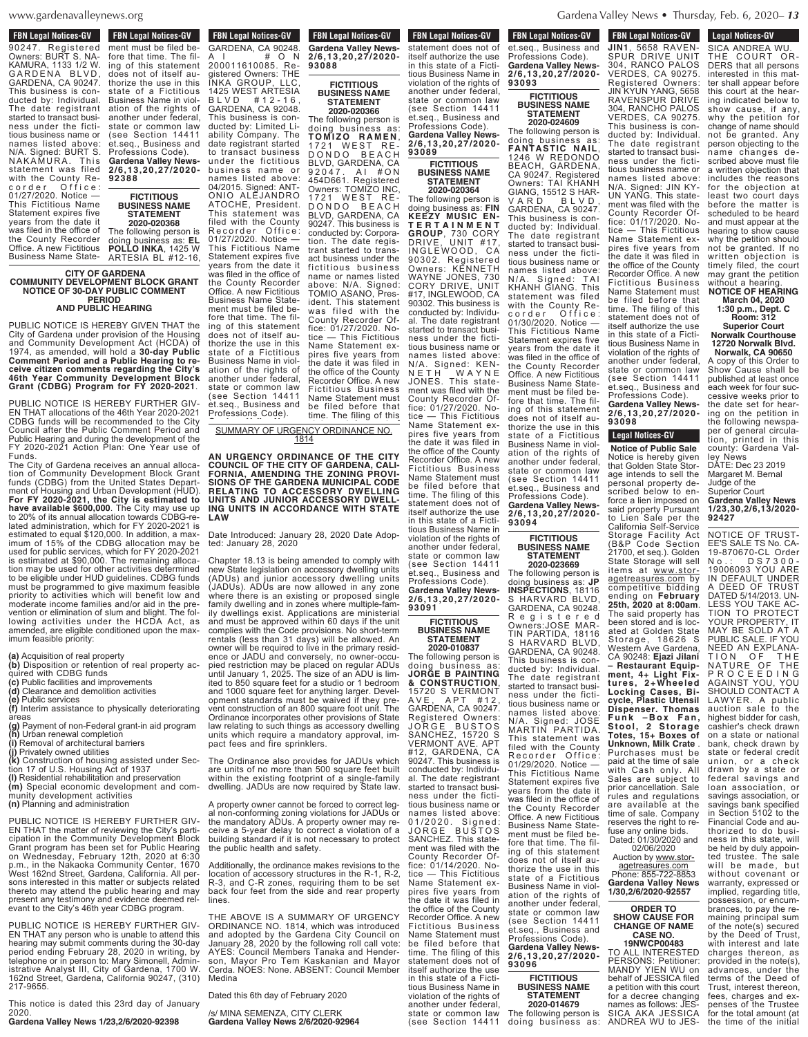**FBN Legal Notices-GV**

90247. Registered Owners: BURT S. NAKAMURA, 1133 1/2 W. GARDENA BLVD, GARDENA, CA 90247. This business is conducted by: Individual. The date registrant started to transact business under the fictitious business name or names listed above: N/A. Signed: BURT S. NAKAMURA. This statement was filed with the County Recorder Office: 01/27/2020. Notice — This Fictitious Name Statement expires five years from the date it was filed in the office of the County Recorder Office. A new Fictitious Business Name Statement must be filed before that time. The filing of this statement does not of itself authorize the use in this state of a Fictitious Business Name in violation of the rights of another under federal, state or common law (see Section 14411 et.seq., Business and Professions Code).
**Gardena Valley News-2/6,13,20,27/2020-92388**

**FICTITIOUS BUSINESS NAME STATEMENT 2020-020368**

The following person is doing business as: **EL POLLO INKA**, 1425 W ARTESIA BL #12-16, GARDENA, CA 90248. AI #ON 200011610085. Registered Owners: THE INKA GROUP, LLC, 1425 WEST ARTESIA BLVD #12-16, GARDENA, CA 92048. This business is conducted by: Limited Liability Company. The date registrant started to transact business under the fictitious business name or names listed above: 04/2015. Signed: ANTONIO ALEJANDRO ATOCHE, President. This statement was filed with the County Recorder Office: 01/27/2020. Notice — This Fictitious Name Statement expires five years from the date it was filed in the office of the County Recorder Office. A new Fictitious Business Name Statement must be filed before that time. The filing of this statement does not of itself authorize the use in this state of a Fictitious Business Name in violation of the rights of another under federal, state or common law (see Section 14411 et.seq., Business and Professions Code).
**Gardena Valley News-2/6,13,20,27/2020-93088**

**FICTITIOUS BUSINESS NAME STATEMENT 2020-020366**

The following person is doing business as: **TOMIZO RAMEN**, 1721 WEST REDONDO BEACH BLVD, GARDENA, CA 92047. AI #ON 454D661. Registered Owners: TOMIZO INC, 1721 WEST REDONDO BEACH BLVD, GARDENA, CA 90247. This business is conducted by: Corporation. The date registrant started to transact business under the fictitious business name or names listed above: N/A. Signed: TOMIO ASANO, President. This statement was filed with the County Recorder Office: 01/27/2020. Notice — This Fictitious Name Statement expires five years from the date it was filed in the office of the County Recorder Office. A new Fictitious Business Name Statement must be filed before that time. The filing of this statement does not of itself authorize the use in this state of a Fictitious Business Name in violation of the rights of another under federal, state or common law (see Section 14411 et.seq., Business and Professions Code).
**Gardena Valley News-2/6,13,20,27/2020-93089**

**FICTITIOUS BUSINESS NAME STATEMENT 2020-020364**

The following person is doing business as: **FIN KEEZY MUSIC ENTERTAINMENT GROUP**, 730 CORY DRIVE, UNIT #17, INGLEWOOD, CA 90302. Registered Owners: KENNETH WAYNE JONES, 730 CORY DRIVE, UNIT #17, INGLEWOOD, CA 90302. This business is conducted by: Individual. The date registrant started to transact business under the fictitious business name or names listed above: N/A. Signed: KENNETH WAYNE JONES. This statement was filed with the County Recorder Office: 01/27/2020. Notice — This Fictitious Name Statement expires five years from the date it was filed in the office of the County Recorder Office. A new Fictitious Business Name Statement must be filed before that time. The filing of this statement does not of itself authorize the use in this state of a Fictitious Business Name in violation of the rights of another under federal, state or common law (see Section 14411 et.seq., Business and Professions Code).
**Gardena Valley News-2/6,13,20,27/2020-93091**

**FICTITIOUS BUSINESS NAME STATEMENT 2020-010837**

The following person is doing business as: **JORGE B PAINTING & CONSTRUCTION**, 15720 S VERMONT AVE, APT #12, GARDENA, CA 90247. Registered Owners: JORGE BUSTOS SANCHEZ, 15720 S VERMONT AVE, APT #12, GARDENA, CA 90247. This business is conducted by: Individual. The date registrant started to transact business under the fictitious business name or names listed above: 01/2020. Signed: JORGE BUSTOS SANCHEZ. This statement was filed with the County Recorder Office: 01/14/2020. Notice — This Fictitious Name Statement expires five years from the date it was filed in the office of the County Recorder Office. A new Fictitious Business Name Statement must be filed before that time. The filing of this statement does not of itself authorize the use in this state of a Fictitious Business Name in violation of the rights of another under federal, state or common law (see Section 14411 et.seq., Business and Professions Code).
**Gardena Valley News-2/6,13,20,27/2020-93093**

**FICTITIOUS BUSINESS NAME STATEMENT 2020-024609**

The following person is doing business as: **FANTASTIC NAIL**, 1246 W REDONDO BEACH, GARDENA, CA 90247. Registered Owners: TAI KHANH GIANG, 15512 S HARVARD BLVD, GARDENA, CA 90247. This business is conducted by: Individual. The date registrant started to transact business under the fictitious business name or names listed above: N/A. Signed: TAI KHANH GIANG. This statement was filed with the County Recorder Office: 01/30/2020. Notice — This Fictitious Name Statement expires five years from the date it was filed in the office of the County Recorder Office. A new Fictitious Business Name Statement must be filed before that time. The filing of this statement does not of itself authorize the use in this state of a Fictitious Business Name in violation of the rights of another under federal, state or common law (see Section 14411 et.seq., Business and Professions Code).
**Gardena Valley News-2/6,13,20,27/2020-93094**

**FICTITIOUS BUSINESS NAME STATEMENT 2020-023669**

The following person is doing business as: **JP INSPECTIONS**, 18116 S HARVARD BLVD, GARDENA, CA 90248. Registered Owners: JOSE MARTIN PARTIDA, 18116 S HARVARD BLVD, GARDENA, CA 90248. This business is conducted by: Individual. The date registrant started to transact business under the fictitious business name or names listed above: N/A. Signed: JOSE MARTIN PARTIDA. This statement was filed with the County Recorder Office: 01/29/2020. Notice — This Fictitious Name Statement expires five years from the date it was filed in the office of the County Recorder Office. A new Fictitious Business Name Statement must be filed before that time. The filing of this statement does not of itself authorize the use in this state of a Fictitious Business Name in violation of the rights of another under federal, state or common law (see Section 14411 et.seq., Business and Professions Code).
**Gardena Valley News-2/6,13,20,27/2020-93096**

**FICTITIOUS BUSINESS NAME STATEMENT 2020-014679**

The following person is doing business as: **JIN1**, 5658 RAVENSPUR DRIVE UNIT 304, RANCO PALOS VERDES, CA 90275. Registered Owners: JIN KYUN YANG, 5658 RAVENSPUR DRIVE 304, RANCHO PALOS VERDES, CA 90275. This business is conducted by: Individual. The date registrant started to transact business under the fictitious business name or names listed above: N/A. Signed: JIN KYUN YANG. This statement was filed with the County Recorder Office: 01/17/2020. Notice — This Fictitious Name Statement expires five years from the date it was filed in the office of the County Recorder Office. A new Fictitious Business Name Statement must be filed before that time. The filing of this statement does not of itself authorize the use in this state of a Fictitious Business Name in violation of the rights of another under federal, state or common law (see Section 14411 et.seq., Business and Professions Code).
**Gardena Valley News-2/6,13,20,27/2020-93098**

**CITY OF GARDENA COMMUNITY DEVELOPMENT BLOCK GRANT NOTICE OF 30-DAY PUBLIC COMMENT PERIOD AND PUBLIC HEARING**

PUBLIC NOTICE IS HEREBY GIVEN THAT the City of Gardena under provision of the Housing and Community Development Act (HCDA) of 1974, as amended, will hold a **30-day Public Comment Period and a Public Hearing to receive citizen comments regarding the City's 46th Year Community Development Block Grant (CDBG) Program for FY 2020-2021**.

PUBLIC NOTICE IS HEREBY FURTHER GIVEN THAT allocations of the 46th Year 2020-2021 CDBG funds will be recommended to the City Council after the Public Comment Period and Public Hearing and during the development of the FY 2020-2021 Action Plan: One Year use of Funds.

The City of Gardena receives an annual allocation of Community Development Block Grant funds (CDBG) from the United States Department of Housing and Urban Development (HUD). **For FY 2020-2021, the City is estimated to have available $600,000**. The City may use up to 20% of its annual allocation towards CDBG-related administration, which for FY 2020-2021 is estimated to equal $120,000. In addition, a maximum of 15% of the CDBG allocation may be used for public services, which for FY 2020-2021 is estimated at $90,000. The remaining allocation may be used for other activities determined to be eligible under HUD guidelines. CDBG funds must be programmed to give maximum feasible priority to activities which will benefit low and moderate income families and/or aid in the prevention or elimination of slum and blight. The following activities under the HCDA Act, as amended, are eligible conditioned upon the maximum feasible priority:

**(a)** Acquisition of real property
**(b)** Disposition or retention of real property acquired with CDBG funds
**(c)** Public facilities and improvements
**(d)** Clearance and demolition activities
**(e)** Public services
**(f)** Interim assistance to physically deteriorating areas
**(g)** Payment of non-Federal grant-in aid program
**(h)** Urban renewal completion
**(i)** Removal of architectural barriers
**(j)** Privately owned utilities
**(k)** Construction of housing assisted under Section 17 of U.S. Housing Act of 1937
**(l)** Residential rehabilitation and preservation
**(m)** Special economic development and community development activities
**(n)** Planning and administration

PUBLIC NOTICE IS HEREBY FURTHER GIVEN THAT the matter of reviewing the City's participation in the Community Development Block Grant Program has been set for Public Hearing on Wednesday, February 12th, 2020 at 6:30 p.m., in the Nakaoka Community Center, 1670 West 162nd Street, Gardena, California. All persons interested in this matter or subjects related thereto may attend the public hearing and may present any testimony and evidence deemed relevant to the City's 46th year CDBG program.

PUBLIC NOTICE IS HEREBY FURTHER GIVEN THAT any person who is unable to attend this hearing may submit comments during the 30-day period ending February 28, 2020 in writing, by telephone or in person to: Mary Simonell, Administrative Analyst III, City of Gardena, 1700 W. 162nd Street, Gardena, California 90247, (310) 217-9655.

This notice is dated this 23rd day of January 2020.
**Gardena Valley News 1/23,2/6/2020-92398**

SUMMARY OF URGENCY ORDINANCE NO. 1814

**AN URGENCY ORDINANCE OF THE CITY COUNCIL OF THE CITY OF GARDENA, CALIFORNIA, AMENDING THE ZONING PROVISIONS OF THE GARDENA MUNICIPAL CODE RELATING TO ACCESSORY DWELLING UNITS AND JUNIOR ACCESSORY DWELLING UNITS IN ACCORDANCE WITH STATE LAW**

Date Introduced: January 28, 2020 Date Adopted: January 28, 2020

Chapter 18.13 is being amended to comply with new State legislation on accessory dwelling units (ADUs) and junior accessory dwelling units (JADUs). ADUs are now allowed in any zone where there is an existing or proposed single family dwelling and in zones where multiple-family dwellings exist. Applications are ministerial and must be approved within 60 days if the unit complies with the Code provisions. No short-term rentals (less than 31 days) will be allowed. An owner will be required to live in the primary residence or JADU and conversely, no owner-occupied restriction may be placed on regular ADUs until January 1, 2025. The size of an ADU is limited to 850 square feet for a studio or 1 bedroom and 1000 square feet for anything larger. Development standards must be waived if they prevent construction of an 800 square foot unit. The Ordinance incorporates other provisions of State law relating to such things as accessory dwelling units which require a mandatory approval, impact fees and fire sprinklers.

The Ordinance also provides for JADUs which are units of no more than 500 square feet built within the existing footprint of a single-family dwelling. JADUs are now required by State law.

A property owner cannot be forced to correct legal non-conforming zoning violations for JADUs or the mandatory ADUs. A property owner may receive a 5-year delay to correct a violation of a building standard if it is not necessary to protect the public health and safety.

Additionally, the ordinance makes revisions to the location of accessory structures in the R-1, R-2, R-3, and C-R zones, requiring them to be set back four feet from the side and rear property lines.

THE ABOVE IS A SUMMARY OF URGENCY ORDINANCE NO. 1814, which was introduced and adopted by the Gardena City Council on January 28, 2020 by the following roll call vote: AYES: Council Members Tanaka and Henderson, Mayor Pro Tem Kaskanian and Mayor Cerda. NOES: None. ABSENT: Council Member Medina

Dated this 6th day of February 2020

/s/ MINA SEMENZA, CITY CLERK
**Gardena Valley News 2/6/2020-92964**

**Legal Notices-GV**

**Notice of Public Sale**

Notice is hereby given that Golden State Storage intends to sell the personal property described below to enforce a lien imposed on said property Pursuant to Lien Sale per the California Self-Service Storage Facility Act (B&P Code Section 21700, et seq.). Golden State Storage will sell items at www.storagetreasures.com by competitive bidding ending on **February 25th, 2020 at 8:00am**. The said property has been stored and is located at Golden State Storage, 18626 S Western Ave Gardena, CA 90248: **Ejazi Jilani – Restaurant Equipment, 4+ Light Fixtures, 2+Wheeled Locking Cases, Bicycle, Plastic Utensil Dispenser. Thomas Funk – Box Fan, Stool, 2 Storage Totes, 15+ Boxes of Unknown, Milk Crate**. Purchases must be paid at the time of sale with Cash only. All Sales are subject to prior cancellation. Sale rules and regulations are available at the time of sale. Company reserves the right to refuse any online bids.
Dated: 01/30/2020 and 02/06/2020
Auction by www.storagetreasures.com
Phone: 855-722-8853
**Gardena Valley News 1/30,2/6/2020-92557**

**ORDER TO SHOW CAUSE FOR CHANGE OF NAME CASE NO. 19NWCP00483**

TO ALL INTERESTED PERSONS: Petitioner: MANDY YIEN WU on behalf of JESSICA filed a petition with this court for a decree changing names as follows: JESSICA AKA JESSICA ANDREA WU to JESSICA ANDREA WU. THE COURT ORDERS that all persons interested in this matter shall appear before this court at the hearing indicated below to show cause, if any, why the petition for change of name should not be granted. Any person objecting to the name changes described above must file a written objection that includes the reasons for the objection at least two court days before the matter is scheduled to be heard and must appear at the hearing to show cause why the petition should not be granted. If no written objection is timely filed, the court may grant the petition without a hearing.

**NOTICE OF HEARING**
**March 04, 2020**
**1:30 p.m., Dept. C**
**Room: 312**
**Superior Court**
**Norwalk Courthouse**
**12720 Norwalk Blvd.**
**Norwalk, CA 90650**

A copy of this Order to Show Cause shall be published at least once each week for four successive weeks prior to the date set for hearing on the petition in the following newspaper of general circulation, printed in this county: Gardena Valley News
DATE: Dec 23 2019
Margaret M. Bernal
Judge of the Superior Court
**Gardena Valley News 1/23,30,2/6,13/2020-92427**

NOTICE OF TRUSTEE'S SALE TS No. CA-19-870670-CL Order No.: DS7300-19006093 YOU ARE IN DEFAULT UNDER A DEED OF TRUST DATED 5/14/2013. UNLESS YOU TAKE ACTION TO PROTECT YOUR PROPERTY, IT MAY BE SOLD AT A PUBLIC SALE. IF YOU NEED AN EXPLANATION OF THE NATURE OF THE PROCEEDING AGAINST YOU, YOU SHOULD CONTACT A LAWYER. A public auction sale to the highest bidder for cash, cashier's check drawn on a state or national bank, check drawn by state or federal credit union, or a check drawn by a state or federal savings and loan association, or savings association, or savings bank specified in Section 5102 to the Financial Code and authorized to do business in this state, will be held by duly appointed trustee. The sale will be made, but without covenant or warranty, expressed or implied, regarding title, possession, or encumbrances, to pay the remaining principal sum of the note(s) secured by the Deed of Trust, with interest and late charges thereon, as provided in the note(s), advances, under the terms of the Deed of Trust, interest thereon, fees, charges and expenses of the Trustee for the total amount (at the time of the initial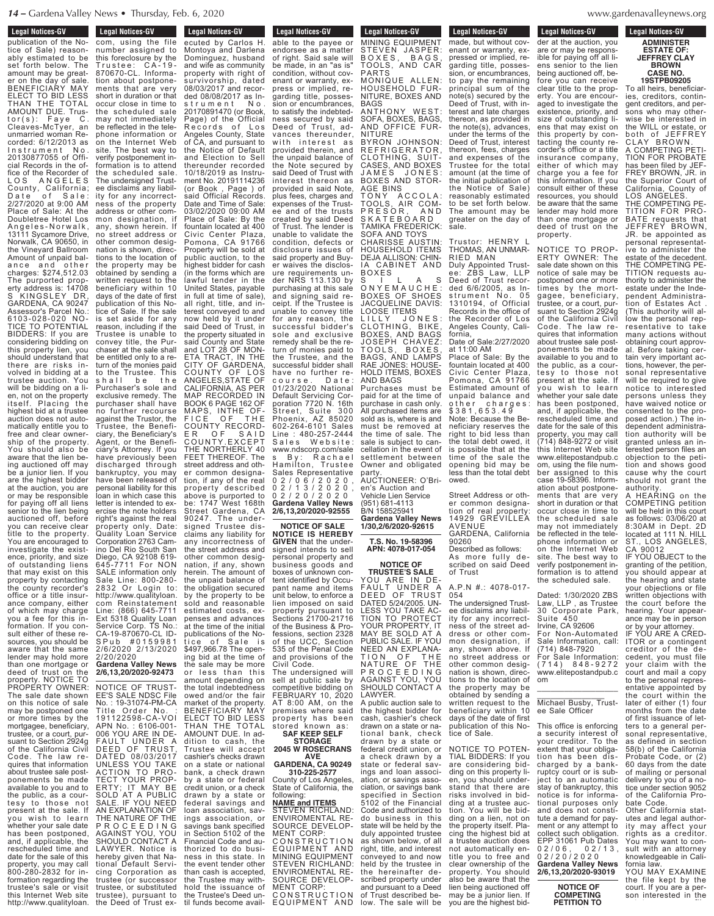**Legal Notices-GV**

publication of the Notice of Sale) reasonably estimated to be set forth below. The amount may be greater on the day of sale. BENEFICIARY MAY ELECT TO BID LESS THAN THE TOTAL AMOUNT DUE. Trustor(s): Faye C. Cleaves-McTyer, an unmarried woman Recorded: 6/12/2013 as Instrument No. 20130877055 of Official Records in the office of the Recorder of LOS ANGELES County, California; Date of Sale: 2/27/2020 at 9:00 AM Place of Sale: At the Doubletree Hotel Los Angeles-Norwalk, 13111 Sycamore Drive, Norwalk, CA 90650, in the Vineyard Ballroom Amount of unpaid balance and other charges: $274,512.03 The purported property address is: 14708 S KINGSLEY DR, GARDENA, CA 90247 Assessor's Parcel No.: 6103-028-020 NOTICE TO POTENTIAL BIDDERS: If you are considering bidding on this property lien, you should understand that there are risks involved in bidding at a trustee auction. You will be bidding on a lien, not on the property itself. Placing the highest bid at a trustee auction does not automatically entitle you to free and clear ownership of the property. You should also be aware that the lien being auctioned off may be a junior lien. If you are the highest bidder at the auction, you are or may be responsible for paying off all liens senior to the lien being auctioned off, before you can receive clear title to the property. You are encouraged to investigate the existence, priority, and size of outstanding liens that may exist on this property by contacting the county recorder's office or a title insurance company, either of which may charge you a fee for this information. If you consult either of these resources, you should be aware that the same lender may hold more than one mortgage or deed of trust on the property. NOTICE TO PROPERTY OWNER: The sale date shown on this notice of sale may be postponed one or more times by the mortgagee, beneficiary, trustee, or a court, pursuant to Section 2924g of the California Civil Code. The law requires that information about trustee sale postponements be made available to you and to the public, as a courtesy to those not present at the sale. If you wish to learn whether your sale date has been postponed, and, if applicable, the rescheduled time and date for the sale of this property, you may call 800-280-2832 for information regarding the trustee's sale or visit this Internet Web site http://www.qualityloan.com, using the file number assigned to this foreclosure by the Trustee: CA-19-870670-CL. Information about postponements that are very short in duration or that occur close in time to the scheduled sale may not immediately be reflected in the telephone information or on the Internet Web site. The best way to verify postponement information is to attend the scheduled sale. The undersigned Trustee disclaims any liability for any incorrectness of the property address or other common designation, if any, shown herein. If no street address or other common designation is shown, directions to the location of the property may be obtained by sending a written request to the beneficiary within 10 days of the date of first publication of this Notice of Sale. If the sale is set aside for any reason, including if the Trustee is unable to convey title, the Purchaser at the sale shall be entitled only to a return of the monies paid to the Trustee. This shall be the Purchaser's sole and exclusive remedy. The purchaser shall have no further recourse against the Trustor, the Trustee, the Beneficiary, the Beneficiary's Agent, or the Beneficiary's Attorney. If you have previously been discharged through bankruptcy, you may have been released of personal liability for this loan in which case this letter is intended to exercise the note holders right's against the real property only. Date: Quality Loan Service Corporation 2763 Camino Del Rio South San Diego, CA 92108 619-645-7711 For NON SALE information only Sale Line: 800-280-2832 Or Login to: http://www.qualityloan.com Reinstatement Line: (866) 645-7711 Ext 5318 Quality Loan Service Corp. TS No.: CA-19-870670-CL IDSPub #0159981 2/6/2020 2/13/2020 2/20/2020

**Gardena Valley News 2/6,13,20/2020-92473**

---

NOTICE OF TRUSTEE'S SALE NDSC File No. : 19-30174-PM-CA Title Order No. : 191122598-CA-VOI APN No. : 6106-001-006 YOU ARE IN DEFAULT UNDER A DEED OF TRUST, DATED 08/03/2017 UNLESS YOU TAKE ACTION TO PROTECT YOUR PROPERTY, IT MAY BE SOLD AT A PUBLIC SALE. IF YOU NEED AN EXPLANATION OF THE NATURE OF THE PROCEEDING AGAINST YOU, YOU SHOULD CONTACT A LAWYER. Notice is hereby given that National Default Servicing Corporation as trustee (or successor trustee, or substituted trustee), pursuant to the Deed of Trust executed by Carlos H. Montoya and Darlena Dominguez, husband and wife as community property with right of survivorship, dated 08/03/2017 and recorded 08/08/2017 as Instrument No. 20170891470 (or Book, Page) of the Official Records of Los Angeles County, State of CA, and pursuant to the Notice of Default and Election to Sell thereunder recorded 10/18/2019 as Instrument No. 20191114236 (or Book , Page ) of said Official Records. Date and Time of Sale: 03/02/2020 09:00 AM Place of Sale: By the fountain located at 400 Civic Center Plaza, Pomona, CA 91766 Property will be sold at public auction, to the highest bidder for cash (in the forms which are lawful tender in the United States, payable in full at time of sale), all right, title, and interest conveyed to and now held by it under said Deed of Trust, in the property situated in said County and State and LOT 28 OF MONETA TRACT, IN THE CITY OF GARDENA, COUNTY OF LOS ANGELES,STATE OF CALIFORNIA, AS PER MAP RECORDED IN BOOK 6 PAGE 162 OF MAPS, INTHE OFFICE OF THE COUNTY RECORDER OF SAID COUNTY.EXCEPT THE NORTHERLY 40 FEET THEREOF. The street address and other common designation, if any of the real property described above is purported to be: 1747 West 168th Street Gardena, CA 90247. The undersigned Trustee disclaims any liability for any incorrectness of the street address and other common designation, if any, shown herein. The amount of the unpaid balance of the obligation secured by the property to be sold and reasonable estimated costs, expenses and advances at the time of the initial publications of the Notice of Sale is $497,966.78 The opening bid at the time of the sale may be more or less than this amount depending on the total indebtedness owed and/or the fair market of the property. BENEFICIARY MAY ELECT TO BID LESS THAN THE TOTAL AMOUNT DUE. In addition to cash, the Trustee will accept cashier's checks drawn on a state or national bank, a check drawn by a state or federal credit union, or a check drawn by a state or federal savings and loan association, savings association, or savings bank specified in Section 5102 of the Financial Code and authorized to do business in this state. In the event tender other than cash is accepted, the Trustee may withhold the issuance of the Trustee's Deed until funds become available to the payee or endorsee as a matter of right. Said sale will be made, in an "as is" condition, without covenant or warranty, express or implied, regarding title, possession or encumbrances, to satisfy the indebtedness secured by said Deed of Trust, advances thereunder, with interest as provided therein, and the unpaid balance of the Note secured by said Deed of Trust with interest thereon as provided in said Note, plus fees, charges and expenses of the Trustee and of the trusts created by said Deed of Trust. The lender is unable to validate the condition, defects or disclosure issues of said property and Buyer waives the disclosure requirements under NRS 113.130 by purchasing at this sale and signing said receipt. If the Trustee is unable to convey title for any reason, the successful bidder's sole and exclusive remedy shall be the return of monies paid to the Trustee, and the successful bidder shall have no further recourse. Date: 01/23/2020 National Default Servicing Corporation 7720 N. 16th Street, Suite 300 Phoenix, AZ 85020 602-264-6101 Sales Line : 480-257-2444 Sales Website: www.ndscorp.com/sales By: Rachael Hamilton, Trustee Sales Representative 02/06/2020, 02/13/2020, 02/20/2020

**Gardena Valley News 2/6,13,20/2020-92555**

---

**NOTICE OF SALE**

**NOTICE IS HEREBY GIVEN** that the undersigned intends to sell personal property and business goods and boxes of unknown content identified by Occupant name and items unit below, to enforce a lien imposed on said property pursuant to Sections 21700-21716 of the Business & Professions, section 2328 of the UCC, Section 535 of the Penal Code and provisions of the Civil Code.

The undersigned will sell at public sale by competitive bidding on FEBRUARY 10, 2020 AT 8:00 AM, on the premises where said property has been stored known as:

**SAF KEEP SELF STORAGE**
**2045 W ROSECRANS AVE**
**GARDENA, CA 90249**
**310-225-2577**

County of Los Angeles, State of California, the following:

**NAME and ITEMS**

STEVEN RICHLAND: ENVIROMENTAL RESOURCE DEVELOPMENT CORP: CONSTRUCTION EQUIPMENT AND MINING EQUIPMENT
STEVEN RICHLAND: ENVIROMENTAL RESOURCE DEVELOPMENT CORP: CONSTRUCTION EQUIPMENT AND MINING EQUIPMENT
STEVEN JASPER: BOXES, BAGS, TOOLS, AND CAR PARTS
MONIQUE ALLEN: HOUSEHOLD FURNITURE, BOXES AND BAGS
ANTHONY WEST: SOFA, BOXES, BAGS, AND OFFICE FURNITURE
BYRON JOHNSON: REFRIGERATOR, CLOTHING, SUITCASES, AND BOXES
JAMES JONES: BOXES AND STORAGE BINS
TONY ACCOLA: TOOLS, AIR COMPRESOR, AND SKATEBOARD
TAMIKA FREDERICK: SOFA AND TOYS
CHARISSE AUSTIN: HOUSEHOLD ITEMS
DEJA ALLISON: CHINA CABINET AND BOXES
SILAS ONYEMAUCHE: BOXES OF SHOES
JACQUELINE DAVIS: LOOSE ITEMS
LILLY JONES: CLOTHING, BIKE, BOXES, AND BAGS
JOSEPH CHAVEZ: TOOLS, BOXES, BAGS, AND LAMPS
RAE JONES: HOUSEHOLD ITEMS, BOXES AND BAGS

Purchases must be paid for at the time of purchase in cash only. All purchased items are sold as is, where is and must be removed at the time of sale. The sale is subject to cancellation in the event of settlement between Owner and obligated party.

AUCTIONEER: O'Brien's Auction and Vehicle Lien Service (951) 681-4113 B/N 158525941

**Gardena Valley News 1/30,2/6/2020-92615**

---

**T.S. No. 19-58396**
**APN: 4078-017-054**

**NOTICE OF TRUSTEE'S SALE**

YOU ARE IN DEFAULT UNDER A DEED OF TRUST DATED 5/24/2005. UNLESS YOU TAKE ACTION TO PROTECT YOUR PROPERTY, IT MAY BE SOLD AT A PUBLIC SALE. IF YOU NEED AN EXPLANATION OF THE NATURE OF THE PROCEEDING AGAINST YOU, YOU SHOULD CONTACT A LAWYER.

A public auction sale to the highest bidder for cash, cashier's check drawn on a state or national bank, check drawn by a state or federal credit union, or a check drawn by a state or federal savings and loan association, or savings association, or savings bank specified in Section 5102 of the Financial Code and authorized to do business in this state will be held by the duly appointed trustee as shown below, of all right, title, and interest conveyed to and now held by the trustee in the hereinafter described property under and pursuant to a Deed of Trust described below. The sale will be made, but without covenant or warranty, expressed or implied, regarding title, possession, or encumbrances, to pay the remaining principal sum of the note(s) secured by the Deed of Trust, with interest and late charges thereon, as provided in the note(s), advances, under the terms of the Deed of Trust, interest thereon, fees, charges and expenses of the Trustee for the total amount (at the time of the initial publication of the Notice of Sale) reasonably estimated to be set forth below. The amount may be greater on the day of sale.

Trustor: HENRY L THOMAS, AN UNMARRIED MAN
Duly Appointed Trustee: ZBS Law, LLP
Deed of Trust recorded 6/6/2005, as Instrument No. 05 1310194, of Official Records in the office of the Recorder of Los Angeles County, California,
Date of Sale:2/27/2020 at 11:00 AM
Place of Sale: By the fountain located at 400 Civic Center Plaza, Pomona, CA 91766
Estimated amount of unpaid balance and other charges: $381,653.49
Note: Because the Beneficiary reserves the right to bid less than the total debt owed, it is possible that at the time of the sale the opening bid may be less than the total debt owed.

Street Address or other common designation of real property: 14929 GREVILLEA AVENUE GARDENA, California 90260
Described as follows: As more fully described on said Deed of Trust

A.P.N #.: 4078-017-054
The undersigned Trustee disclaims any liability for any incorrectness of the street address or other common designation, if any, shown above. If no street address or other common designation is shown, directions to the location of the property may be obtained by sending a written request to the beneficiary within 10 days of the date of first publication of this Notice of Sale.

NOTICE TO POTENTIAL BIDDERS: If you are considering bidding on this property lien, you should understand that there are risks involved in bidding at a trustee auction. You will be bidding on a lien, not on the property itself. Placing the highest bid at a trustee auction does not automatically entitle you to free and clear ownership of the property. You should also be aware that the lien being auctioned off may be a junior lien. If you are the highest bidder at the auction, you are or may be responsible for paying off all liens senior to the lien being auctioned off, before you can receive clear title to the property. You are encouraged to investigate the existence, priority, and size of outstanding liens that may exist on this property by contacting the county recorder's office or a title insurance company, either of which may charge you a fee for this information. If you consult either of these resources, you should be aware that the same lender may hold more than one mortgage or deed of trust on the property.

NOTICE TO PROPERTY OWNER: The sale date shown on this notice of sale may be postponed one or more times by the mortgagee, beneficiary, trustee, or a court, pursuant to Section 2924g of the California Civil Code. The law requires that information about trustee sale postponements be made available to you and to the public, as a courtesy to those not present at the sale. If you wish to learn whether your sale date has been postponed, and, if applicable, the rescheduled time and date for the sale of this property, you may call (714) 848-9272 or visit this Internet Web site www.elitepostandpub.com, using the file number assigned to this case 19-58396. Information about postponements that are very short in duration or that occur close in time to the scheduled sale may not immediately be reflected in the telephone information or on the Internet Web site. The best way to verify postponement information is to attend the scheduled sale.

Dated: 1/30/2020 ZBS Law, LLP , as Trustee
30 Corporate Park, Suite 450
Irvine, CA 92606
For Non-Automated Sale Information, call: (714) 848-7920
For Sale Information: (714) 848-9272
www.elitepostandpub.com

\_\_\_\_\_\_\_\_\_\_\_\_\_\_\_\_\_\_\_\_

Michael Busby, Trustee Sale Officer

This office is enforcing a security interest of your creditor. To the extent that your obligation has been discharged by a bankruptcy court or is subject to an automatic stay of bankruptcy, this notice is for informational purposes only and does not constitute a demand for payment or any attempt to collect such obligation. EPP 31061 Pub Dates 02/06, 02/13, 02/20/2020

**Gardena Valley News 2/6,13,20/2020-93019**

---

**NOTICE OF COMPETING PETITION TO ADMINISTER ESTATE OF: JEFFREY CLAY BROWN**
**CASE NO. 19STPB09205**

To all heirs, beneficiaries, creditors, contingent creditors, and persons who may otherwise be interested in the WILL or estate, or both of JEFFREY CLAY BROWN.

A COMPETING PETITION FOR PROBATE has been filed by JEFFREY BROWN, JR. in the Superior Court of California, County of LOS ANGELES.

THE COMPETING PETITION FOR PROBATE requests that JEFFREY BROWN, JR. be appointed as personal representative to administer the estate of the decedent.

THE COMPETING PETITION requests authority to administer the estate under the Independent Administration of Estates Act . (This authority will allow the personal representative to take many actions without obtaining court approval. Before taking certain very important actions, however, the personal representative will be required to give notice to interested persons unless they have waived notice or consented to the proposed action.) The independent administration authority will be granted unless an interested person files an objection to the petition and shows good cause why the court should not grant the authority.

A HEARING on the COMPETING petition will be held in this court as follows: 03/06/20 at 8:30AM in Dept. 2D located at 111 N. HILL ST., LOS ANGELES, CA 90012

IF YOU OBJECT to the granting of the petition, you should appear at the hearing and state your objections or file written objections with the court before the hearing. Your appearance may be in person or by your attorney.

IF YOU ARE A CREDITOR or a contingent creditor of the decedent, you must file your claim with the court and mail a copy to the personal representative appointed by the court within the later of either (1) four months from the date of first issuance of letters to a general personal representative, as defined in section 58(b) of the California Probate Code, or (2) 60 days from the date of mailing or personal delivery to you of a notice under section 9052 of the California Probate Code.

Other California statutes and legal authority may affect your rights as a creditor. You may want to consult with an attorney knowledgeable in California law.

YOU MAY EXAMINE the file kept by the court. If you are a person interested in the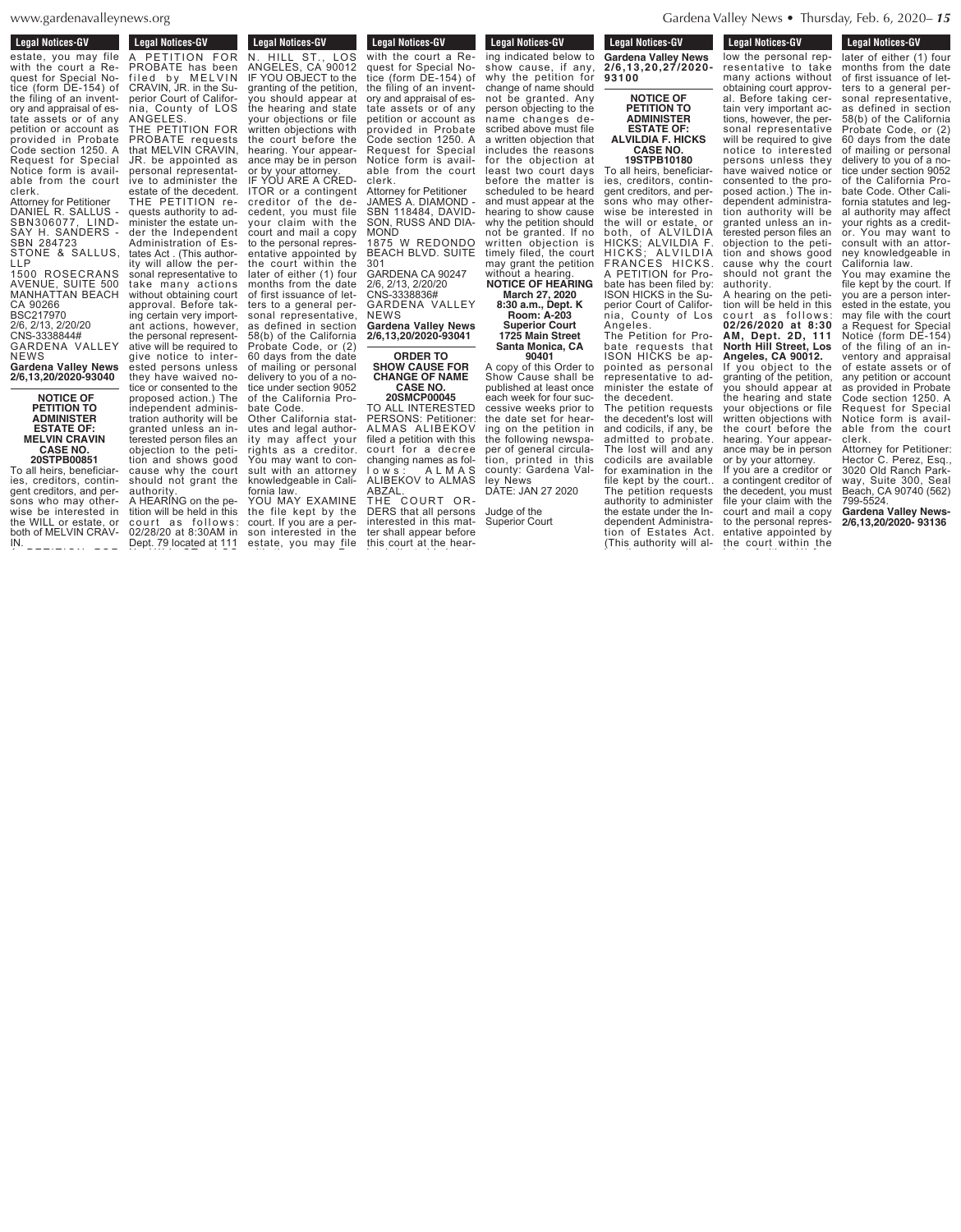Legal Notices-GV

estate, you may file with the court a Request for Special Notice (form DE-154) of the filing of an inventory and appraisal of estate assets or of any petition or account as provided in Probate Code section 1250. A Request for Special Notice form is available from the court clerk.

Attorney for Petitioner
DANIEL R. SALLUS - SBN306077, LINDSAY H. SANDERS - SBN 284723
STONE & SALLUS, LLP
1500 ROSECRANS AVENUE, SUITE 500
MANHATTAN BEACH CA 90266
BSC217970
2/6, 2/13, 2/20/20
CNS-3338844#
GARDENA VALLEY NEWS
**Gardena Valley News 2/6,13,20/2020-93040**

**NOTICE OF PETITION TO ADMINISTER ESTATE OF: MELVIN CRAVIN CASE NO. 20STPB00851**

To all heirs, beneficiaries, creditors, contingent creditors, and persons who may otherwise be interested in the WILL or estate, or both of MELVIN CRAVIN.

A PETITION FOR PROBATE has been filed by MELVIN CRAVIN, JR. in the Superior Court of California, County of LOS ANGELES.

THE PETITION FOR PROBATE requests that MELVIN CRAVIN, JR. be appointed as personal representative to administer the estate of the decedent.

THE PETITION requests authority to administer the estate under the Independent Administration of Estates Act . (This authority will allow the personal representative to take many actions without obtaining court approval. Before taking certain very important actions, however, the personal representative will be required to give notice to interested persons unless they have waived notice or consented to the proposed action.) The independent administration authority will be granted unless an interested person files an objection to the petition and shows good cause why the court should not grant the authority.

A HEARING on the petition will be held in this court as follows: 02/28/20 at 8:30AM in Dept. 79 located at 111 N. HILL ST., LOS ANGELES, CA 90012

IF YOU OBJECT to the granting of the petition, you should appear at the hearing and state your objections or file written objections with the court before the hearing. Your appearance may be in person or by your attorney.

IF YOU ARE A CREDITOR or a contingent creditor of the decedent, you must file your claim with the court and mail a copy to the personal representative appointed by the court within the later of either (1) four months from the date of first issuance of letters to a general personal representative, as defined in section 58(b) of the California Probate Code, or (2) 60 days from the date of mailing or personal delivery to you of a notice under section 9052 of the California Probate Code.

Other California statutes and legal authority may affect your rights as a creditor. You may want to consult with an attorney knowledgeable in California law.

YOU MAY EXAMINE the file kept by the court. If you are a person interested in the estate, you may file with the court a Request for Special Notice (form DE-154) of the filing of an inventory and appraisal of estate assets or of any petition or account as provided in Probate Code section 1250. A Request for Special Notice form is available from the court clerk.

Attorney for Petitioner
JAMES A. DIAMOND - SBN 118484, DAVIDSON, RUSS AND DIAMOND
1875 W REDONDO BEACH BLVD. SUITE 301
GARDENA CA 90247
2/6, 2/13, 2/20/20
CNS-3338836#
GARDENA VALLEY NEWS
**Gardena Valley News 2/6,13,20/2020-93041**

**ORDER TO SHOW CAUSE FOR CHANGE OF NAME CASE NO. 20SMCP00045**

TO ALL INTERESTED PERSONS: Petitioner: ALMAS ALIBEKOV filed a petition with this court for a decree changing names as follows: ALMAS ALIBEKOV to ALMAS ABZAL.

THE COURT ORDERS that all persons interested in this matter shall appear before this court at the hearing indicated below to show cause, if any, why the petition for change of name should not be granted. Any person objecting to the name changes described above must file a written objection that includes the reasons for the objection at least two court days before the matter is scheduled to be heard and must appear at the hearing to show cause why the petition should not be granted. If no written objection is timely filed, the court may grant the petition without a hearing.

**NOTICE OF HEARING**
**March 27, 2020**
**8:30 a.m., Dept. K**
**Room: A-203**
**Superior Court**
**1725 Main Street**
**Santa Monica, CA 90401**

A copy of this Order to Show Cause shall be published at least once each week for four successive weeks prior to the date set for hearing on the petition in the following newspaper of general circulation, printed in this county: Gardena Valley News

DATE: JAN 27 2020

Judge of the Superior Court

**Gardena Valley News 2/6,13,20,27/2020-93100**

**NOTICE OF PETITION TO ADMINISTER ESTATE OF: ALVILDIA F. HICKS CASE NO. 19STPB10180**

To all heirs, beneficiaries, creditors, contingent creditors, and persons who may otherwise be interested in the will or estate, or both, of ALVILDIA HICKS; ALVILDIA F. HICKS; ALVILDIA FRANCES HICKS.

A PETITION for Probate has been filed by: ISON HICKS in the Superior Court of California, County of Los Angeles.

The Petition for Probate requests that ISON HICKS be appointed as personal representative to administer the estate of the decedent.

The petition requests the decedent's lost will and codicils, if any, be admitted to probate. The lost will and any codicils are available for examination in the file kept by the court..

The petition requests authority to administer the estate under the Independent Administration of Estates Act. (This authority will allow the personal representative to take many actions without obtaining court approval. Before taking certain very important actions, however, the personal representative will be required to give notice to interested persons unless they have waived notice or consented to the proposed action.) The independent administration authority will be granted unless an interested person files an objection to the petition and shows good cause why the court should not grant the authority.

A hearing on the petition will be held in this court as follows: **02/26/2020 at 8:30 AM, Dept. 2D, 111 North Hill Street, Los Angeles, CA 90012.**

If you object to the granting of the petition, you should appear at the hearing and state your objections or file written objections with the court before the hearing. Your appearance may be in person or by your attorney.

If you are a creditor or a contingent creditor of the decedent, you must file your claim with the court and mail a copy to the personal representative appointed by the court within the later of either (1) four months from the date of first issuance of letters to a general personal representative, as defined in section 58(b) of the California Probate Code, or (2) 60 days from the date of mailing or personal delivery to you of a notice under section 9052 of the California Probate Code. Other California statutes and legal authority may affect your rights as a creditor. You may want to consult with an attorney knowledgeable in California law.

You may examine the file kept by the court. If you are a person interested in the estate, you may file with the court a Request for Special Notice (form DE-154) of the filing of an inventory and appraisal of estate assets or of any petition or account as provided in Probate Code section 1250. A Request for Special Notice form is available from the court clerk.

Attorney for Petitioner:
Hector C. Perez, Esq., 3020 Old Ranch Parkway, Suite 300, Seal Beach, CA 90740 (562) 799-5524.

**Gardena Valley News-2/6,13,20/2020- 93136**